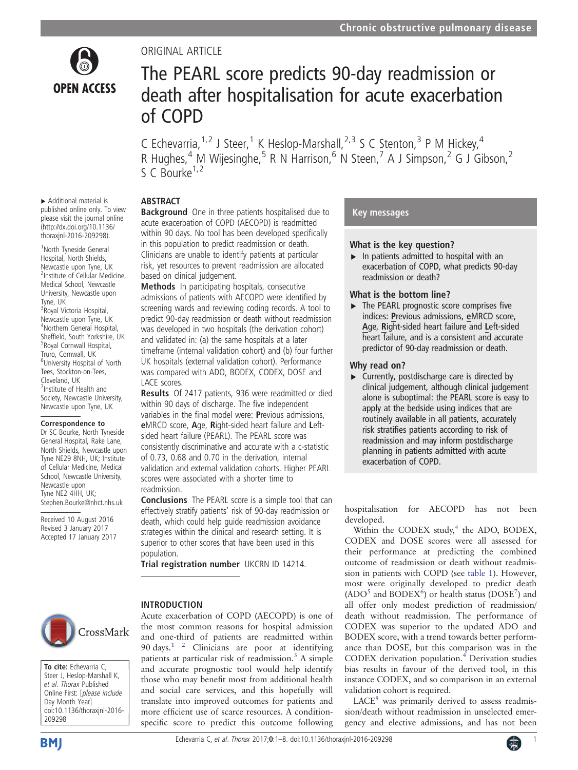ORIGINAL ARTICLE

# The PEARL score predicts 90-day readmission or death after hospitalisation for acute exacerbation of COPD

C Echevarria,[1,2] J Steer,[1] K Heslop-Marshall,[2,3] S C Stenton,[3] P M Hickey,[4] R Hughes,[4] M Wijesinghe,[5] R N Harrison,[6] N Steen,[7] A J Simpson,[2] G J Gibson,[2] S C Bourke[1,2]

▸ Additional material is published online only. To view please visit the journal online (http://dx.doi.org/10.1136/thoraxjnl-2016-209298).

[1]North Tyneside General Hospital, North Shields, Newcastle upon Tyne, UK
[2]Institute of Cellular Medicine, Medical School, Newcastle University, Newcastle upon Tyne, UK
[3]Royal Victoria Hospital, Newcastle upon Tyne, UK
[4]Northern General Hospital, Sheffield, South Yorkshire, UK
[5]Royal Cornwall Hospital, Truro, Cornwall, UK
[6]University Hospital of North Tees, Stockton-on-Tees, Cleveland, UK
[7]Institute of Health and Society, Newcastle University, Newcastle upon Tyne, UK

**Correspondence to**
Dr SC Bourke, North Tyneside General Hospital, Rake Lane, North Shields, Newcastle upon Tyne NE29 8NH, UK; Institute of Cellular Medicine, Medical School, Newcastle University, Newcastle upon Tyne NE2 4HH, UK; Stephen.Bourke@nhct.nhs.uk

Received 10 August 2016
Revised 3 January 2017
Accepted 17 January 2017

## ABSTRACT

**Background** One in three patients hospitalised due to acute exacerbation of COPD (AECOPD) is readmitted within 90 days. No tool has been developed specifically in this population to predict readmission or death. Clinicians are unable to identify patients at particular risk, yet resources to prevent readmission are allocated based on clinical judgement.

**Methods** In participating hospitals, consecutive admissions of patients with AECOPD were identified by screening wards and reviewing coding records. A tool to predict 90-day readmission or death without readmission was developed in two hospitals (the derivation cohort) and validated in: (a) the same hospitals at a later timeframe (internal validation cohort) and (b) four further UK hospitals (external validation cohort). Performance was compared with ADO, BODEX, CODEX, DOSE and LACE scores.

**Results** Of 2417 patients, 936 were readmitted or died within 90 days of discharge. The five independent variables in the final model were: **P**revious admissions, **e**MRCD score, **A**ge, **R**ight-sided heart failure and **L**eft-sided heart failure (PEARL). The PEARL score was consistently discriminative and accurate with a c-statistic of 0.73, 0.68 and 0.70 in the derivation, internal validation and external validation cohorts. Higher PEARL scores were associated with a shorter time to readmission.

**Conclusions** The PEARL score is a simple tool that can effectively stratify patients' risk of 90-day readmission or death, which could help guide readmission avoidance strategies within the clinical and research setting. It is superior to other scores that have been used in this population.

**Trial registration number** UKCRN ID 14214.

## Key messages

### What is the key question?

▸ In patients admitted to hospital with an exacerbation of COPD, what predicts 90-day readmission or death?

### What is the bottom line?

▸ The PEARL prognostic score comprises five indices: Previous admissions, eMRCD score, Age, Right-sided heart failure and Left-sided heart failure, and is a consistent and accurate predictor of 90-day readmission or death.

### Why read on?

▸ Currently, postdischarge care is directed by clinical judgement, although clinical judgement alone is suboptimal: the PEARL score is easy to apply at the bedside using indices that are routinely available in all patients, accurately risk stratifies patients according to risk of readmission and may inform postdischarge planning in patients admitted with acute exacerbation of COPD.

## INTRODUCTION

Acute exacerbation of COPD (AECOPD) is one of the most common reasons for hospital admission and one-third of patients are readmitted within 90 days.[1 2] Clinicians are poor at identifying patients at particular risk of readmission.[3] A simple and accurate prognostic tool would help identify those who may benefit most from additional health and social care services, and this hopefully will translate into improved outcomes for patients and more efficient use of scarce resources. A condition-specific score to predict this outcome following hospitalisation for AECOPD has not been developed.

Within the CODEX study,[4] the ADO, BODEX, CODEX and DOSE scores were all assessed for their performance at predicting the combined outcome of readmission or death without readmission in patients with COPD (see table 1). However, most were originally developed to predict death (ADO[5] and BODEX[6]) or health status (DOSE[7]) and all offer only modest prediction of readmission/death without readmission. The performance of CODEX was superior to the updated ADO and BODEX score, with a trend towards better performance than DOSE, but this comparison was in the CODEX derivation population.[4] Derivation studies bias results in favour of the derived tool, in this instance CODEX, and so comparison in an external validation cohort is required.

LACE[8] was primarily derived to assess readmission/death without readmission in unselected emergency and elective admissions, and has not been

**To cite:** Echevarria C, Steer J, Heslop-Marshall K, et al. Thorax Published Online First: [please include Day Month Year] doi:10.1136/thoraxjnl-2016-209298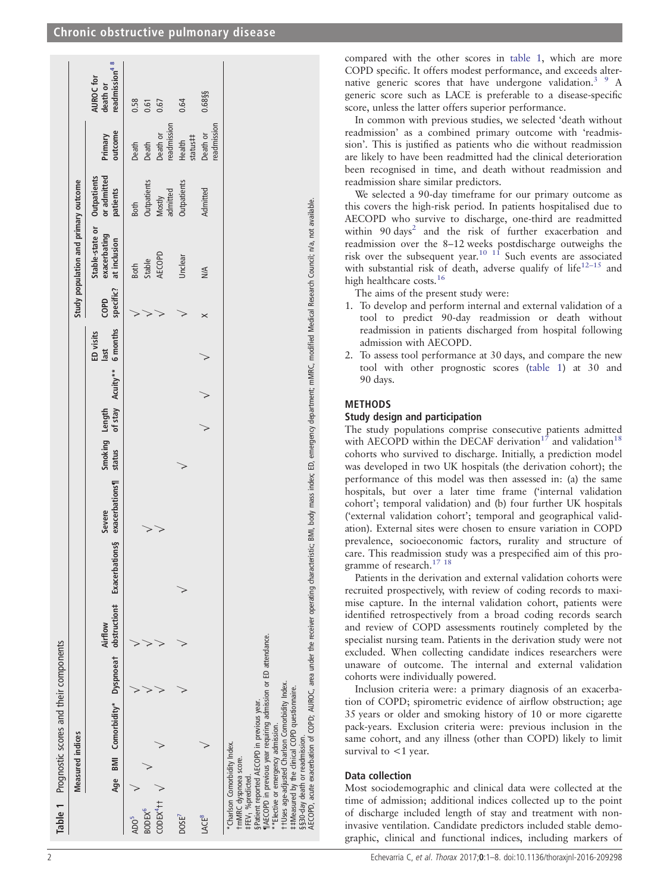**Table 1** Prognostic scores and their components

| | Measured indices | | | | | | | | | | | Study population and primary outcome | | | | |
|---|---|---|---|---|---|---|---|---|---|---|---|---|---|---|---|---|
| | Age | BMI | Comorbidity* | Dyspnoea† | Airflow obstruction‡ | Exacerbations§ | Severe exacerbations¶ | Smoking status | Length of stay | Acuity** | ED visits last 6 months | COPD specific? | Stable-state or exacerbating at inclusion | Outpatients or admitted patients | Primary outcome | AUROC for death or readmission[4,8] |
| ADO[5] | ✓ | | | ✓ | ✓ | | | | | | | ✓ | Both | Both | Death | 0.58 |
| BODEX[6] | | ✓ | | ✓ | ✓ | | ✓ | | | | | ✓ | Stable | Outpatients | Death | 0.61 |
| CODEX[4]†† | ✓ | | ✓ | ✓ | ✓ | | ✓ | | | | | ✓ | AECOPD | Mostly admitted | Death or readmission | 0.67 |
| DOSE[7] | | | | ✓ | ✓ | ✓ | | ✓ | | | | ✓ | Unclear | Outpatients | Health status‡‡ | 0.64 |
| LACE[8] | | | ✓ | | | | | | ✓ | ✓ | ✓ | × | N/A | Admitted | Death or readmission | 0.68§§ |

*Charlson Comorbidity Index.
†mMRC dyspnoea score.
‡FEV₁ %predicted.
§Patient reported AECOPD in previous year.
¶AECOPD in previous year requiring admission or ED attendance.
**Elective or emergency admission.
††Uses age-adjusted Charlson Comorbidity Index.
‡‡Measured by the clinical COPD questionnaire.
§§30-day death or readmission.
AECOPD, acute exacerbation of COPD; AUROC, area under the receiver operating characteristic; BMI, body mass index; ED, emergency department; mMRC, modified Medical Research Council; n/a, not available.

compared with the other scores in table 1, which are more COPD specific. It offers modest performance, and exceeds alternative generic scores that have undergone validation.[3 9] A generic score such as LACE is preferable to a disease-specific score, unless the latter offers superior performance.

In common with previous studies, we selected 'death without readmission' as a combined primary outcome with 'readmission'. This is justified as patients who die without readmission are likely to have been readmitted had the clinical deterioration been recognised in time, and death without readmission and readmission share similar predictors.

We selected a 90-day timeframe for our primary outcome as this covers the high-risk period. In patients hospitalised due to AECOPD who survive to discharge, one-third are readmitted within 90 days[2] and the risk of further exacerbation and readmission over the 8–12 weeks postdischarge outweighs the risk over the subsequent year.[10 11] Such events are associated with substantial risk of death, adverse qualify of life[12–15] and high healthcare costs.[16]

The aims of the present study were:

1. To develop and perform internal and external validation of a tool to predict 90-day readmission or death without readmission in patients discharged from hospital following admission with AECOPD.
2. To assess tool performance at 30 days, and compare the new tool with other prognostic scores (table 1) at 30 and 90 days.

## METHODS

### Study design and participation

The study populations comprise consecutive patients admitted with AECOPD within the DECAF derivation[17] and validation[18] cohorts who survived to discharge. Initially, a prediction model was developed in two UK hospitals (the derivation cohort); the performance of this model was then assessed in: (a) the same hospitals, but over a later time frame ('internal validation cohort'; temporal validation) and (b) four further UK hospitals ('external validation cohort'; temporal and geographical validation). External sites were chosen to ensure variation in COPD prevalence, socioeconomic factors, rurality and structure of care. This readmission study was a prespecified aim of this programme of research.[17 18]

Patients in the derivation and external validation cohorts were recruited prospectively, with review of coding records to maximise capture. In the internal validation cohort, patients were identified retrospectively from a broad coding records search and review of COPD assessments routinely completed by the specialist nursing team. Patients in the derivation study were not excluded. When collecting candidate indices researchers were unaware of outcome. The internal and external validation cohorts were individually powered.

Inclusion criteria were: a primary diagnosis of an exacerbation of COPD; spirometric evidence of airflow obstruction; age 35 years or older and smoking history of 10 or more cigarette pack-years. Exclusion criteria were: previous inclusion in the same cohort, and any illness (other than COPD) likely to limit survival to <1 year.

### Data collection

Most sociodemographic and clinical data were collected at the time of admission; additional indices collected up to the point of discharge included length of stay and treatment with non-invasive ventilation. Candidate predictors included stable demographic, clinical and functional indices, including markers of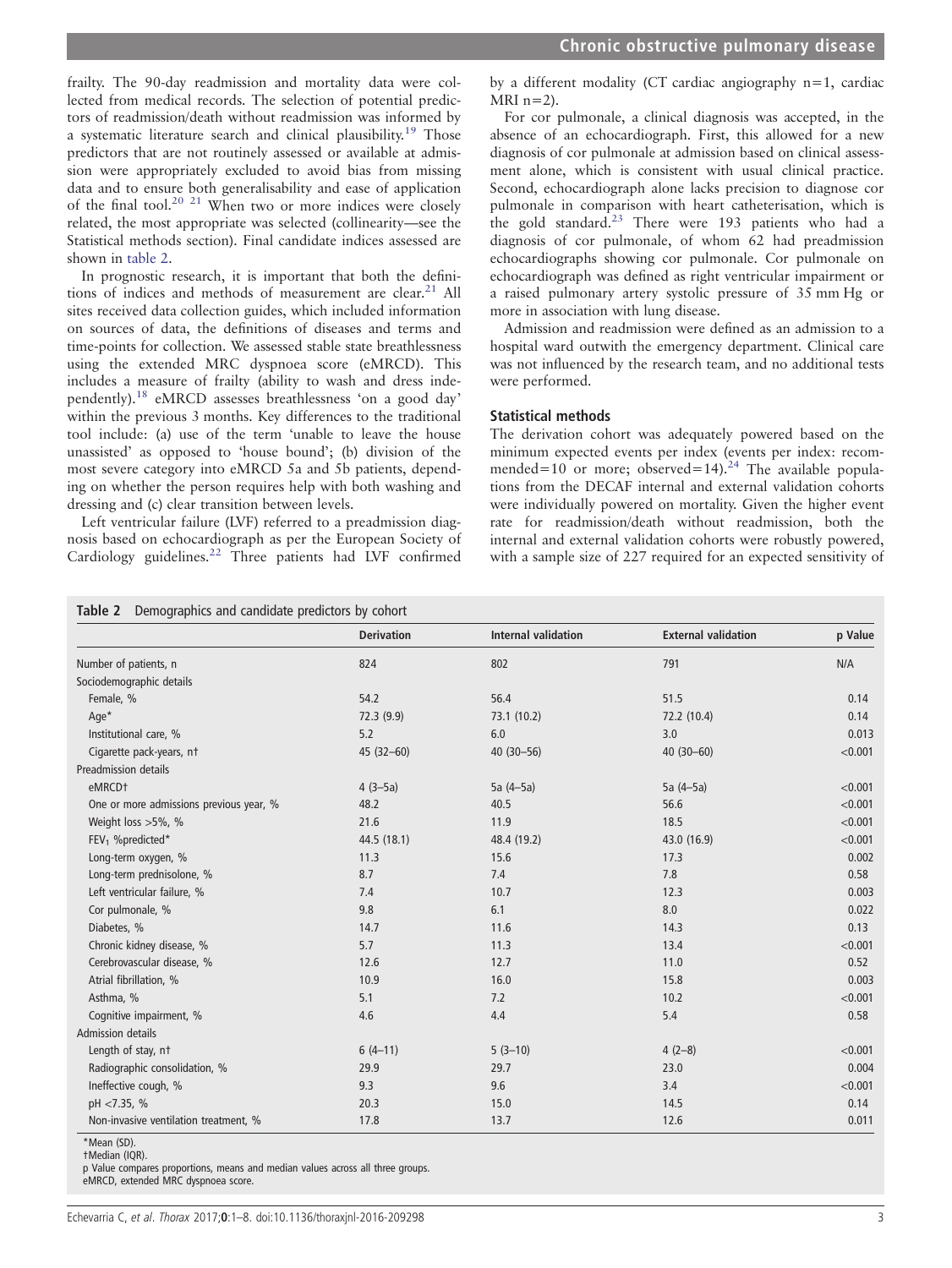frailty. The 90-day readmission and mortality data were collected from medical records. The selection of potential predictors of readmission/death without readmission was informed by a systematic literature search and clinical plausibility.[19] Those predictors that are not routinely assessed or available at admission were appropriately excluded to avoid bias from missing data and to ensure both generalisability and ease of application of the final tool.[20 21] When two or more indices were closely related, the most appropriate was selected (collinearity—see the Statistical methods section). Final candidate indices assessed are shown in table 2.

In prognostic research, it is important that both the definitions of indices and methods of measurement are clear.[21] All sites received data collection guides, which included information on sources of data, the definitions of diseases and terms and time-points for collection. We assessed stable state breathlessness using the extended MRC dyspnoea score (eMRCD). This includes a measure of frailty (ability to wash and dress independently).[18] eMRCD assesses breathlessness 'on a good day' within the previous 3 months. Key differences to the traditional tool include: (a) use of the term 'unable to leave the house unassisted' as opposed to 'house bound'; (b) division of the most severe category into eMRCD 5a and 5b patients, depending on whether the person requires help with both washing and dressing and (c) clear transition between levels.

Left ventricular failure (LVF) referred to a preadmission diagnosis based on echocardiograph as per the European Society of Cardiology guidelines.[22] Three patients had LVF confirmed by a different modality (CT cardiac angiography n=1, cardiac MRI n=2).

For cor pulmonale, a clinical diagnosis was accepted, in the absence of an echocardiograph. First, this allowed for a new diagnosis of cor pulmonale at admission based on clinical assessment alone, which is consistent with usual clinical practice. Second, echocardiograph alone lacks precision to diagnose cor pulmonale in comparison with heart catheterisation, which is the gold standard.[23] There were 193 patients who had a diagnosis of cor pulmonale, of whom 62 had preadmission echocardiographs showing cor pulmonale. Cor pulmonale on echocardiograph was defined as right ventricular impairment or a raised pulmonary artery systolic pressure of 35 mm Hg or more in association with lung disease.

Admission and readmission were defined as an admission to a hospital ward outwith the emergency department. Clinical care was not influenced by the research team, and no additional tests were performed.

### Statistical methods

The derivation cohort was adequately powered based on the minimum expected events per index (events per index: recommended=10 or more; observed=14).[24] The available populations from the DECAF internal and external validation cohorts were individually powered on mortality. Given the higher event rate for readmission/death without readmission, both the internal and external validation cohorts were robustly powered, with a sample size of 227 required for an expected sensitivity of

**Table 2** Demographics and candidate predictors by cohort

| | Derivation | Internal validation | External validation | p Value |
|---|---|---|---|---|
| Number of patients, n | 824 | 802 | 791 | N/A |
| Sociodemographic details | | | | |
| Female, % | 54.2 | 56.4 | 51.5 | 0.14 |
| Age* | 72.3 (9.9) | 73.1 (10.2) | 72.2 (10.4) | 0.14 |
| Institutional care, % | 5.2 | 6.0 | 3.0 | 0.013 |
| Cigarette pack-years, n† | 45 (32–60) | 40 (30–56) | 40 (30–60) | <0.001 |
| Preadmission details | | | | |
| eMRCD† | 4 (3–5a) | 5a (4–5a) | 5a (4–5a) | <0.001 |
| One or more admissions previous year, % | 48.2 | 40.5 | 56.6 | <0.001 |
| Weight loss >5%, % | 21.6 | 11.9 | 18.5 | <0.001 |
| $FEV_1$ %predicted* | 44.5 (18.1) | 48.4 (19.2) | 43.0 (16.9) | <0.001 |
| Long-term oxygen, % | 11.3 | 15.6 | 17.3 | 0.002 |
| Long-term prednisolone, % | 8.7 | 7.4 | 7.8 | 0.58 |
| Left ventricular failure, % | 7.4 | 10.7 | 12.3 | 0.003 |
| Cor pulmonale, % | 9.8 | 6.1 | 8.0 | 0.022 |
| Diabetes, % | 14.7 | 11.6 | 14.3 | 0.13 |
| Chronic kidney disease, % | 5.7 | 11.3 | 13.4 | <0.001 |
| Cerebrovascular disease, % | 12.6 | 12.7 | 11.0 | 0.52 |
| Atrial fibrillation, % | 10.9 | 16.0 | 15.8 | 0.003 |
| Asthma, % | 5.1 | 7.2 | 10.2 | <0.001 |
| Cognitive impairment, % | 4.6 | 4.4 | 5.4 | 0.58 |
| Admission details | | | | |
| Length of stay, n† | 6 (4–11) | 5 (3–10) | 4 (2–8) | <0.001 |
| Radiographic consolidation, % | 29.9 | 29.7 | 23.0 | 0.004 |
| Ineffective cough, % | 9.3 | 9.6 | 3.4 | <0.001 |
| pH <7.35, % | 20.3 | 15.0 | 14.5 | 0.14 |
| Non-invasive ventilation treatment, % | 17.8 | 13.7 | 12.6 | 0.011 |

*Mean (SD).
†Median (IQR).
p Value compares proportions, means and median values across all three groups.
eMRCD, extended MRC dyspnoea score.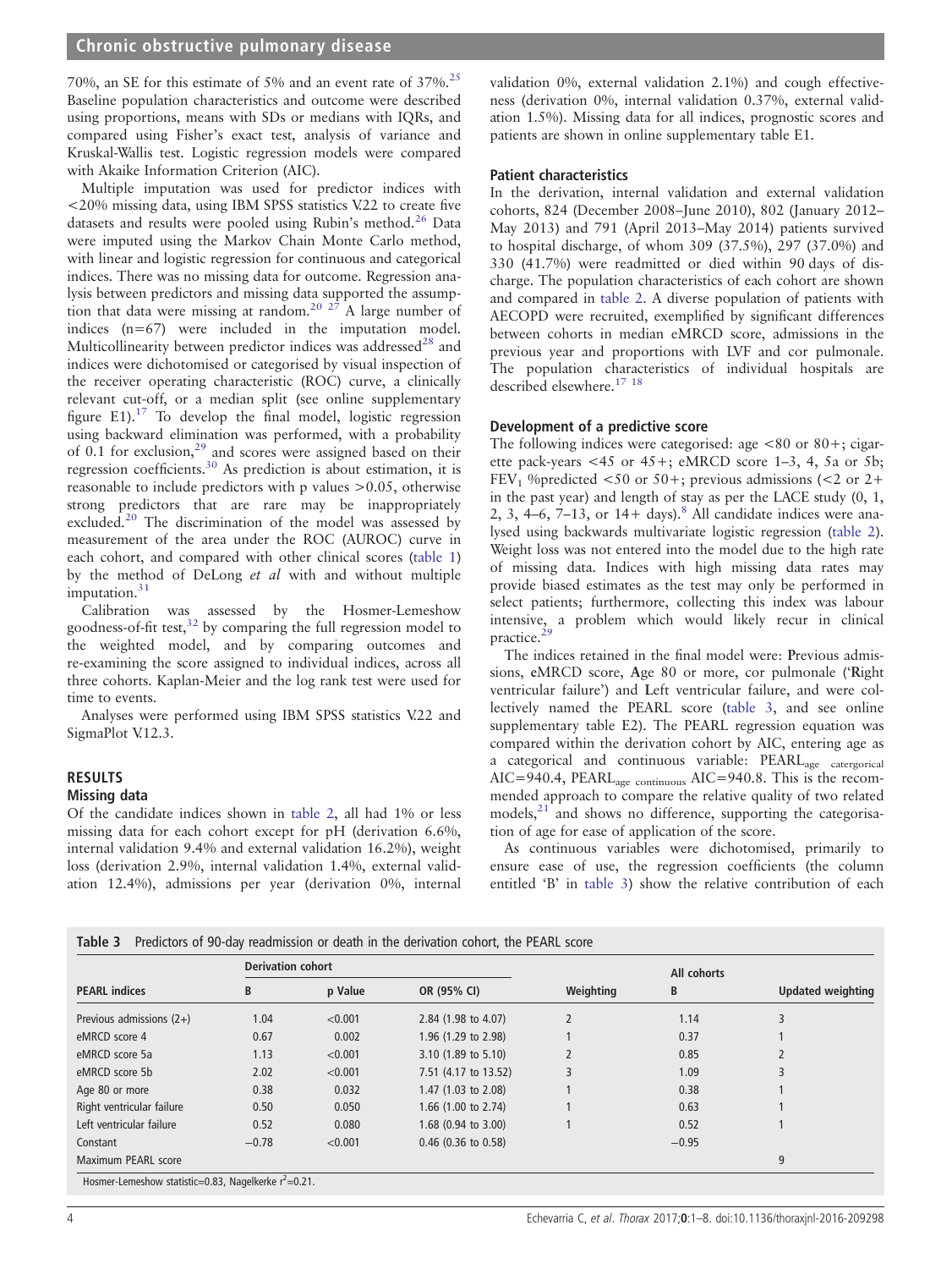70%, an SE for this estimate of 5% and an event rate of 37%.[25] Baseline population characteristics and outcome were described using proportions, means with SDs or medians with IQRs, and compared using Fisher's exact test, analysis of variance and Kruskal-Wallis test. Logistic regression models were compared with Akaike Information Criterion (AIC).

Multiple imputation was used for predictor indices with <20% missing data, using IBM SPSS statistics V.22 to create five datasets and results were pooled using Rubin's method.[26] Data were imputed using the Markov Chain Monte Carlo method, with linear and logistic regression for continuous and categorical indices. There was no missing data for outcome. Regression analysis between predictors and missing data supported the assumption that data were missing at random.[20 27] A large number of indices (n=67) were included in the imputation model. Multicollinearity between predictor indices was addressed[28] and indices were dichotomised or categorised by visual inspection of the receiver operating characteristic (ROC) curve, a clinically relevant cut-off, or a median split (see online supplementary figure E1).[17] To develop the final model, logistic regression using backward elimination was performed, with a probability of 0.1 for exclusion,[29] and scores were assigned based on their regression coefficients.[30] As prediction is about estimation, it is reasonable to include predictors with p values >0.05, otherwise strong predictors that are rare may be inappropriately excluded.[20] The discrimination of the model was assessed by measurement of the area under the ROC (AUROC) curve in each cohort, and compared with other clinical scores (table 1) by the method of DeLong *et al* with and without multiple imputation.[31]

Calibration was assessed by the Hosmer-Lemeshow goodness-of-fit test,[32] by comparing the full regression model to the weighted model, and by comparing outcomes and re-examining the score assigned to individual indices, across all three cohorts. Kaplan-Meier and the log rank test were used for time to events.

Analyses were performed using IBM SPSS statistics V.22 and SigmaPlot V.12.3.

## RESULTS

### Missing data

Of the candidate indices shown in table 2, all had 1% or less missing data for each cohort except for pH (derivation 6.6%, internal validation 9.4% and external validation 16.2%), weight loss (derivation 2.9%, internal validation 1.4%, external validation 12.4%), admissions per year (derivation 0%, internal validation 0%, external validation 2.1%) and cough effectiveness (derivation 0%, internal validation 0.37%, external validation 1.5%). Missing data for all indices, prognostic scores and patients are shown in online supplementary table E1.

### Patient characteristics

In the derivation, internal validation and external validation cohorts, 824 (December 2008–June 2010), 802 (January 2012–May 2013) and 791 (April 2013–May 2014) patients survived to hospital discharge, of whom 309 (37.5%), 297 (37.0%) and 330 (41.7%) were readmitted or died within 90 days of discharge. The population characteristics of each cohort are shown and compared in table 2. A diverse population of patients with AECOPD were recruited, exemplified by significant differences between cohorts in median eMRCD score, admissions in the previous year and proportions with LVF and cor pulmonale. The population characteristics of individual hospitals are described elsewhere.[17 18]

### Development of a predictive score

The following indices were categorised: age <80 or 80+; cigarette pack-years <45 or 45+; eMRCD score 1–3, 4, 5a or 5b; $FEV_1$ %predicted <50 or 50+; previous admissions (<2 or 2+ in the past year) and length of stay as per the LACE study (0, 1, 2, 3, 4–6, 7–13, or 14+ days).[8] All candidate indices were analysed using backwards multivariate logistic regression (table 2). Weight loss was not entered into the model due to the high rate of missing data. Indices with high missing data rates may provide biased estimates as the test may only be performed in select patients; furthermore, collecting this index was labour intensive, a problem which would likely recur in clinical practice.[29]

The indices retained in the final model were: **P**revious admissions, **e**MRCD score, **A**ge 80 or more, cor pulmonale ('**R**ight ventricular failure') and **L**eft ventricular failure, and were collectively named the PEARL score (table 3, and see online supplementary table E2). The PEARL regression equation was compared within the derivation cohort by AIC, entering age as a categorical and continuous variable: $\text{PEARL}_{\text{age catergorical}}$ AIC=940.4, $\text{PEARL}_{\text{age continuous}}$ AIC=940.8. This is the recommended approach to compare the relative quality of two related models,[21] and shows no difference, supporting the categorisation of age for ease of application of the score.

As continuous variables were dichotomised, primarily to ensure ease of use, the regression coefficients (the column entitled 'B' in table 3) show the relative contribution of each

**Table 3** Predictors of 90-day readmission or death in the derivation cohort, the PEARL score

| | Derivation cohort | | | | All cohorts | |
|---|---|---|---|---|---|---|
| **PEARL indices** | **B** | **p Value** | **OR (95% CI)** | **Weighting** | **B** | **Updated weighting** |
| Previous admissions (2+) | 1.04 | <0.001 | 2.84 (1.98 to 4.07) | 2 | 1.14 | 3 |
| eMRCD score 4 | 0.67 | 0.002 | 1.96 (1.29 to 2.98) | 1 | 0.37 | 1 |
| eMRCD score 5a | 1.13 | <0.001 | 3.10 (1.89 to 5.10) | 2 | 0.85 | 2 |
| eMRCD score 5b | 2.02 | <0.001 | 7.51 (4.17 to 13.52) | 3 | 1.09 | 3 |
| Age 80 or more | 0.38 | 0.032 | 1.47 (1.03 to 2.08) | 1 | 0.38 | 1 |
| Right ventricular failure | 0.50 | 0.050 | 1.66 (1.00 to 2.74) | 1 | 0.63 | 1 |
| Left ventricular failure | 0.52 | 0.080 | 1.68 (0.94 to 3.00) | 1 | 0.52 | 1 |
| Constant | −0.78 | <0.001 | 0.46 (0.36 to 0.58) | | −0.95 | |
| Maximum PEARL score | | | | | | 9 |

Hosmer-Lemeshow statistic=0.83, Nagelkerke $r^2$=0.21.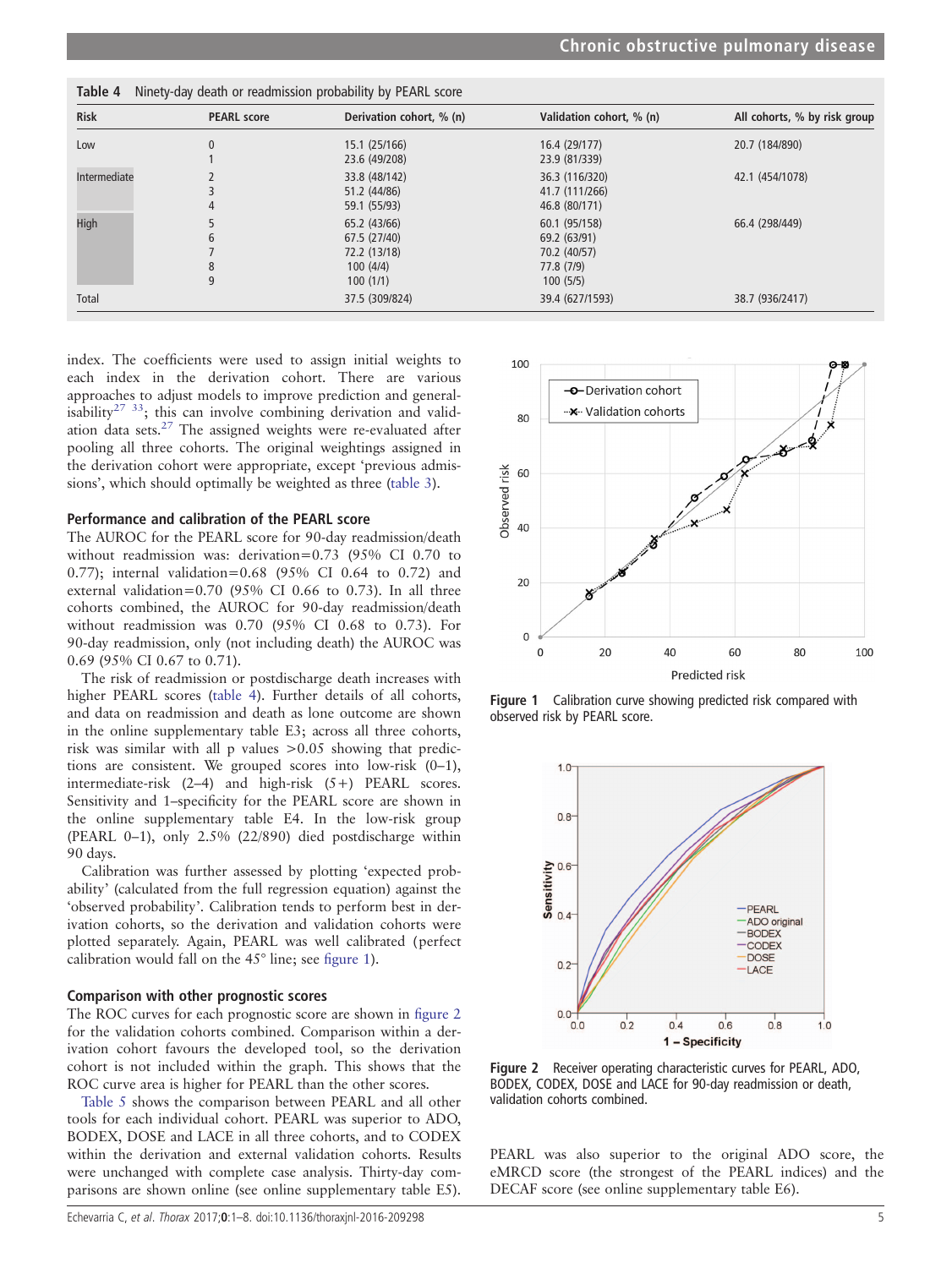Table 4 Ninety-day death or readmission probability by PEARL score

| Risk | PEARL score | Derivation cohort, % (n) | Validation cohort, % (n) | All cohorts, % by risk group |
|---|---|---|---|---|
| Low | 0 | 15.1 (25/166) | 16.4 (29/177) | 20.7 (184/890) |
| | 1 | 23.6 (49/208) | 23.9 (81/339) | |
| Intermediate | 2 | 33.8 (48/142) | 36.3 (116/320) | 42.1 (454/1078) |
| | 3 | 51.2 (44/86) | 41.7 (111/266) | |
| | 4 | 59.1 (55/93) | 46.8 (80/171) | |
| High | 5 | 65.2 (43/66) | 60.1 (95/158) | 66.4 (298/449) |
| | 6 | 67.5 (27/40) | 69.2 (63/91) | |
| | 7 | 72.2 (13/18) | 70.2 (40/57) | |
| | 8 | 100 (4/4) | 77.8 (7/9) | |
| | 9 | 100 (1/1) | 100 (5/5) | |
| Total | | 37.5 (309/824) | 39.4 (627/1593) | 38.7 (936/2417) |

index. The coefficients were used to assign initial weights to each index in the derivation cohort. There are various approaches to adjust models to improve prediction and generalisability[27 33]; this can involve combining derivation and validation data sets.[27] The assigned weights were re-evaluated after pooling all three cohorts. The original weightings assigned in the derivation cohort were appropriate, except 'previous admissions', which should optimally be weighted as three (table 3).

### Performance and calibration of the PEARL score

The AUROC for the PEARL score for 90-day readmission/death without readmission was: derivation=0.73 (95% CI 0.70 to 0.77); internal validation=0.68 (95% CI 0.64 to 0.72) and external validation=0.70 (95% CI 0.66 to 0.73). In all three cohorts combined, the AUROC for 90-day readmission/death without readmission was 0.70 (95% CI 0.68 to 0.73). For 90-day readmission, only (not including death) the AUROC was 0.69 (95% CI 0.67 to 0.71).

The risk of readmission or postdischarge death increases with higher PEARL scores (table 4). Further details of all cohorts, and data on readmission and death as lone outcome are shown in the online supplementary table E3; across all three cohorts, risk was similar with all p values >0.05 showing that predictions are consistent. We grouped scores into low-risk (0–1), intermediate-risk (2–4) and high-risk (5+) PEARL scores. Sensitivity and 1–specificity for the PEARL score are shown in the online supplementary table E4. In the low-risk group (PEARL 0–1), only 2.5% (22/890) died postdischarge within 90 days.

Calibration was further assessed by plotting 'expected probability' (calculated from the full regression equation) against the 'observed probability'. Calibration tends to perform best in derivation cohorts, so the derivation and validation cohorts were plotted separately. Again, PEARL was well calibrated (perfect calibration would fall on the 45° line; see figure 1).

### Comparison with other prognostic scores

The ROC curves for each prognostic score are shown in figure 2 for the validation cohorts combined. Comparison within a derivation cohort favours the developed tool, so the derivation cohort is not included within the graph. This shows that the ROC curve area is higher for PEARL than the other scores.

Table 5 shows the comparison between PEARL and all other tools for each individual cohort. PEARL was superior to ADO, BODEX, DOSE and LACE in all three cohorts, and to CODEX within the derivation and external validation cohorts. Results were unchanged with complete case analysis. Thirty-day comparisons are shown online (see online supplementary table E5).

Figure 1 Calibration curve showing predicted risk compared with observed risk by PEARL score.

Figure 2 Receiver operating characteristic curves for PEARL, ADO, BODEX, CODEX, DOSE and LACE for 90-day readmission or death, validation cohorts combined.

PEARL was also superior to the original ADO score, the eMRCD score (the strongest of the PEARL indices) and the DECAF score (see online supplementary table E6).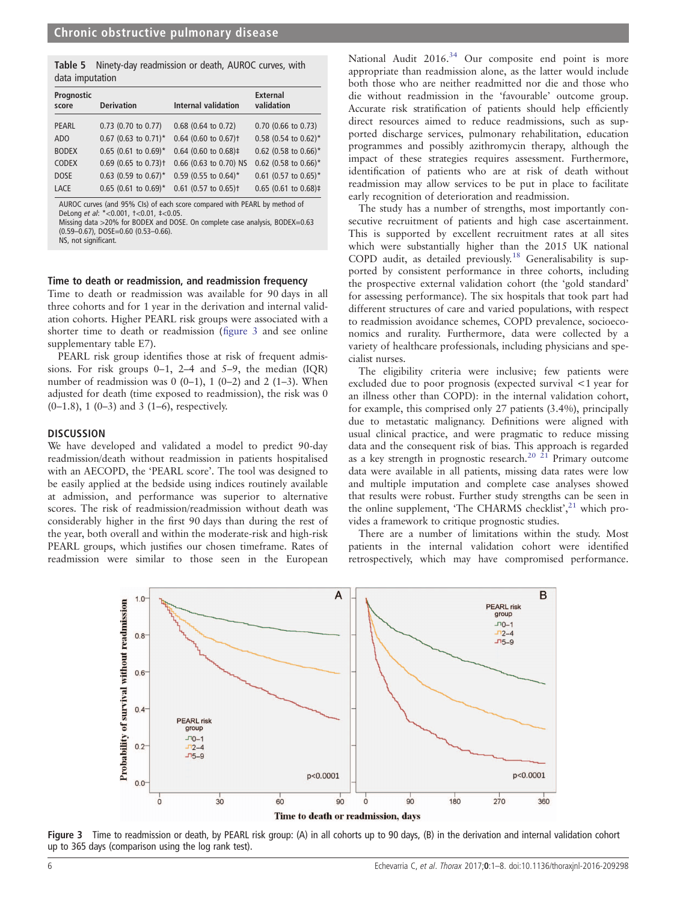**Table 5** Ninety-day readmission or death, AUROC curves, with data imputation

| Prognostic score | Derivation | Internal validation | External validation |
|---|---|---|---|
| PEARL | 0.73 (0.70 to 0.77) | 0.68 (0.64 to 0.72) | 0.70 (0.66 to 0.73) |
| ADO | 0.67 (0.63 to 0.71)* | 0.64 (0.60 to 0.67)† | 0.58 (0.54 to 0.62)* |
| BODEX | 0.65 (0.61 to 0.69)* | 0.64 (0.60 to 0.68)‡ | 0.62 (0.58 to 0.66)* |
| CODEX | 0.69 (0.65 to 0.73)† | 0.66 (0.63 to 0.70) NS | 0.62 (0.58 to 0.66)* |
| DOSE | 0.63 (0.59 to 0.67)* | 0.59 (0.55 to 0.64)* | 0.61 (0.57 to 0.65)* |
| LACE | 0.65 (0.61 to 0.69)* | 0.61 (0.57 to 0.65)† | 0.65 (0.61 to 0.68)‡ |

AUROC curves (and 95% CIs) of each score compared with PEARL by method of DeLong *et al*: *<0.001, †<0.01, ‡<0.05.
Missing data >20% for BODEX and DOSE. On complete case analysis, BODEX=0.63 (0.59–0.67), DOSE=0.60 (0.53–0.66).
NS, not significant.

### Time to death or readmission, and readmission frequency

Time to death or readmission was available for 90 days in all three cohorts and for 1 year in the derivation and internal validation cohorts. Higher PEARL risk groups were associated with a shorter time to death or readmission (figure 3 and see online supplementary table E7).

PEARL risk group identifies those at risk of frequent admissions. For risk groups 0–1, 2–4 and 5–9, the median (IQR) number of readmission was 0 (0–1), 1 (0–2) and 2 (1–3). When adjusted for death (time exposed to readmission), the risk was 0 (0–1.8), 1 (0–3) and 3 (1–6), respectively.

## DISCUSSION

We have developed and validated a model to predict 90-day readmission/death without readmission in patients hospitalised with an AECOPD, the 'PEARL score'. The tool was designed to be easily applied at the bedside using indices routinely available at admission, and performance was superior to alternative scores. The risk of readmission/readmission without death was considerably higher in the first 90 days than during the rest of the year, both overall and within the moderate-risk and high-risk PEARL groups, which justifies our chosen timeframe. Rates of readmission were similar to those seen in the European National Audit 2016.[34] Our composite end point is more appropriate than readmission alone, as the latter would include both those who are neither readmitted nor die and those who die without readmission in the 'favourable' outcome group. Accurate risk stratification of patients should help efficiently direct resources aimed to reduce readmissions, such as supported discharge services, pulmonary rehabilitation, education programmes and possibly azithromycin therapy, although the impact of these strategies requires assessment. Furthermore, identification of patients who are at risk of death without readmission may allow services to be put in place to facilitate early recognition of deterioration and readmission.

The study has a number of strengths, most importantly consecutive recruitment of patients and high case ascertainment. This is supported by excellent recruitment rates at all sites which were substantially higher than the 2015 UK national COPD audit, as detailed previously.[18] Generalisability is supported by consistent performance in three cohorts, including the prospective external validation cohort (the 'gold standard' for assessing performance). The six hospitals that took part had different structures of care and varied populations, with respect to readmission avoidance schemes, COPD prevalence, socioeconomics and rurality. Furthermore, data were collected by a variety of healthcare professionals, including physicians and specialist nurses.

The eligibility criteria were inclusive; few patients were excluded due to poor prognosis (expected survival <1 year for an illness other than COPD): in the internal validation cohort, for example, this comprised only 27 patients (3.4%), principally due to metastatic malignancy. Definitions were aligned with usual clinical practice, and were pragmatic to reduce missing data and the consequent risk of bias. This approach is regarded as a key strength in prognostic research.[20 21] Primary outcome data were available in all patients, missing data rates were low and multiple imputation and complete case analyses showed that results were robust. Further study strengths can be seen in the online supplement, 'The CHARMS checklist',[21] which provides a framework to critique prognostic studies.

There are a number of limitations within the study. Most patients in the internal validation cohort were identified retrospectively, which may have compromised performance.

**Figure 3** Time to readmission or death, by PEARL risk group: (A) in all cohorts up to 90 days, (B) in the derivation and internal validation cohort up to 365 days (comparison using the log rank test).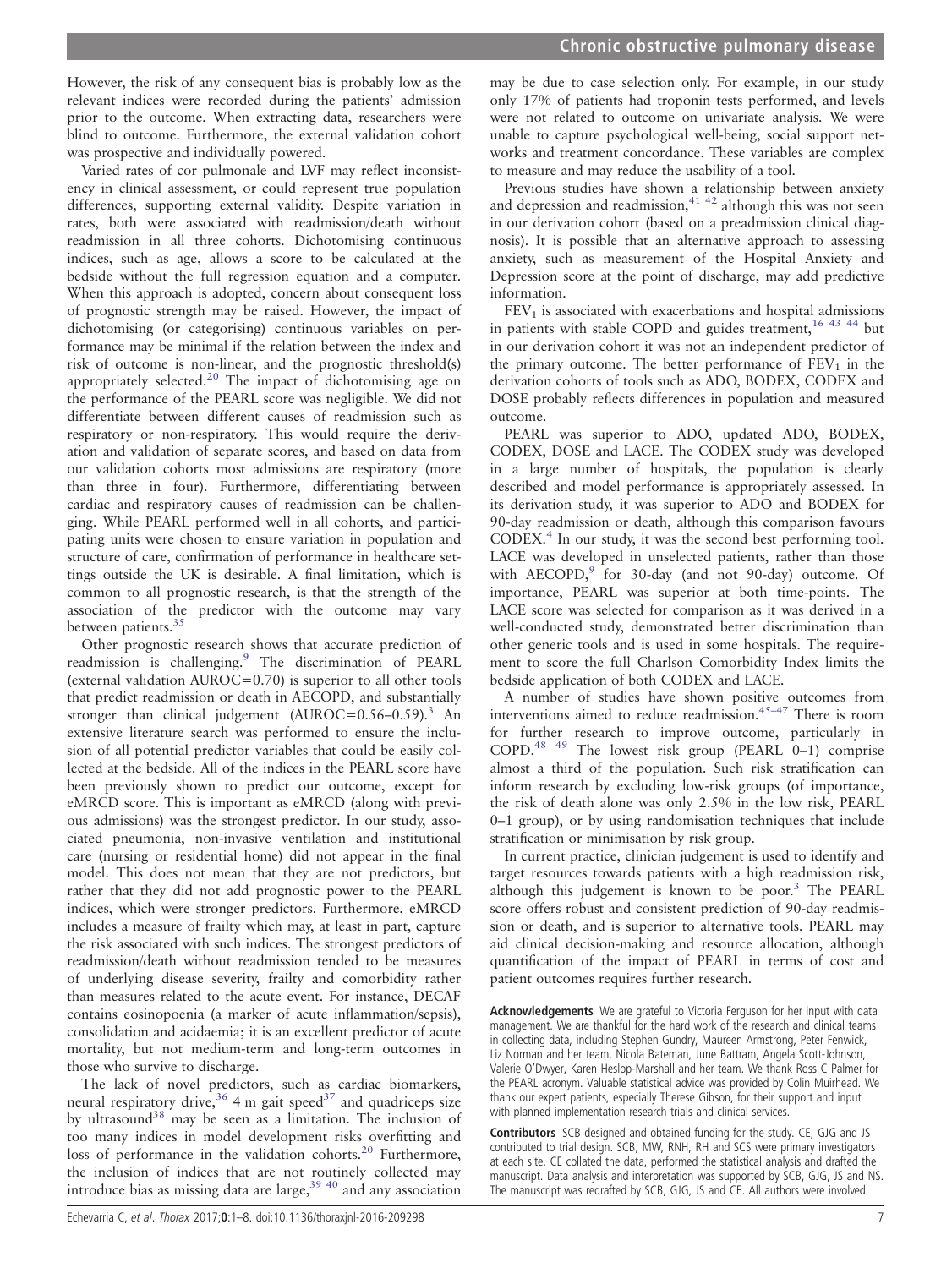However, the risk of any consequent bias is probably low as the relevant indices were recorded during the patients' admission prior to the outcome. When extracting data, researchers were blind to outcome. Furthermore, the external validation cohort was prospective and individually powered.

Varied rates of cor pulmonale and LVF may reflect inconsistency in clinical assessment, or could represent true population differences, supporting external validity. Despite variation in rates, both were associated with readmission/death without readmission in all three cohorts. Dichotomising continuous indices, such as age, allows a score to be calculated at the bedside without the full regression equation and a computer. When this approach is adopted, concern about consequent loss of prognostic strength may be raised. However, the impact of dichotomising (or categorising) continuous variables on performance may be minimal if the relation between the index and risk of outcome is non-linear, and the prognostic threshold(s) appropriately selected.[20] The impact of dichotomising age on the performance of the PEARL score was negligible. We did not differentiate between different causes of readmission such as respiratory or non-respiratory. This would require the derivation and validation of separate scores, and based on data from our validation cohorts most admissions are respiratory (more than three in four). Furthermore, differentiating between cardiac and respiratory causes of readmission can be challenging. While PEARL performed well in all cohorts, and participating units were chosen to ensure variation in population and structure of care, confirmation of performance in healthcare settings outside the UK is desirable. A final limitation, which is common to all prognostic research, is that the strength of the association of the predictor with the outcome may vary between patients.[35]

Other prognostic research shows that accurate prediction of readmission is challenging.[9] The discrimination of PEARL (external validation AUROC=0.70) is superior to all other tools that predict readmission or death in AECOPD, and substantially stronger than clinical judgement (AUROC=0.56–0.59).[3] An extensive literature search was performed to ensure the inclusion of all potential predictor variables that could be easily collected at the bedside. All of the indices in the PEARL score have been previously shown to predict our outcome, except for eMRCD score. This is important as eMRCD (along with previous admissions) was the strongest predictor. In our study, associated pneumonia, non-invasive ventilation and institutional care (nursing or residential home) did not appear in the final model. This does not mean that they are not predictors, but rather that they did not add prognostic power to the PEARL indices, which were stronger predictors. Furthermore, eMRCD includes a measure of frailty which may, at least in part, capture the risk associated with such indices. The strongest predictors of readmission/death without readmission tended to be measures of underlying disease severity, frailty and comorbidity rather than measures related to the acute event. For instance, DECAF contains eosinopoenia (a marker of acute inflammation/sepsis), consolidation and acidaemia; it is an excellent predictor of acute mortality, but not medium-term and long-term outcomes in those who survive to discharge.

The lack of novel predictors, such as cardiac biomarkers, neural respiratory drive,[36] 4 m gait speed[37] and quadriceps size by ultrasound[38] may be seen as a limitation. The inclusion of too many indices in model development risks overfitting and loss of performance in the validation cohorts.[20] Furthermore, the inclusion of indices that are not routinely collected may introduce bias as missing data are large,[39,40] and any association may be due to case selection only. For example, in our study only 17% of patients had troponin tests performed, and levels were not related to outcome on univariate analysis. We were unable to capture psychological well-being, social support networks and treatment concordance. These variables are complex to measure and may reduce the usability of a tool.

Previous studies have shown a relationship between anxiety and depression and readmission,[41,42] although this was not seen in our derivation cohort (based on a preadmission clinical diagnosis). It is possible that an alternative approach to assessing anxiety, such as measurement of the Hospital Anxiety and Depression score at the point of discharge, may add predictive information.

$FEV_1$ is associated with exacerbations and hospital admissions in patients with stable COPD and guides treatment,[16,43,44] but in our derivation cohort it was not an independent predictor of the primary outcome. The better performance of $FEV_1$ in the derivation cohorts of tools such as ADO, BODEX, CODEX and DOSE probably reflects differences in population and measured outcome.

PEARL was superior to ADO, updated ADO, BODEX, CODEX, DOSE and LACE. The CODEX study was developed in a large number of hospitals, the population is clearly described and model performance is appropriately assessed. In its derivation study, it was superior to ADO and BODEX for 90-day readmission or death, although this comparison favours CODEX.[4] In our study, it was the second best performing tool. LACE was developed in unselected patients, rather than those with AECOPD,[9] for 30-day (and not 90-day) outcome. Of importance, PEARL was superior at both time-points. The LACE score was selected for comparison as it was derived in a well-conducted study, demonstrated better discrimination than other generic tools and is used in some hospitals. The requirement to score the full Charlson Comorbidity Index limits the bedside application of both CODEX and LACE.

A number of studies have shown positive outcomes from interventions aimed to reduce readmission.[45–47] There is room for further research to improve outcome, particularly in COPD.[48,49] The lowest risk group (PEARL 0–1) comprise almost a third of the population. Such risk stratification can inform research by excluding low-risk groups (of importance, the risk of death alone was only 2.5% in the low risk, PEARL 0–1 group), or by using randomisation techniques that include stratification or minimisation by risk group.

In current practice, clinician judgement is used to identify and target resources towards patients with a high readmission risk, although this judgement is known to be poor.[3] The PEARL score offers robust and consistent prediction of 90-day readmission or death, and is superior to alternative tools. PEARL may aid clinical decision-making and resource allocation, although quantification of the impact of PEARL in terms of cost and patient outcomes requires further research.

**Acknowledgements** We are grateful to Victoria Ferguson for her input with data management. We are thankful for the hard work of the research and clinical teams in collecting data, including Stephen Gundry, Maureen Armstrong, Peter Fenwick, Liz Norman and her team, Nicola Bateman, June Battram, Angela Scott-Johnson, Valerie O'Dwyer, Karen Heslop-Marshall and her team. We thank Ross C Palmer for the PEARL acronym. Valuable statistical advice was provided by Colin Muirhead. We thank our expert patients, especially Therese Gibson, for their support and input with planned implementation research trials and clinical services.

**Contributors** SCB designed and obtained funding for the study. CE, GJG and JS contributed to trial design. SCB, MW, RNH, RH and SCS were primary investigators at each site. CE collated the data, performed the statistical analysis and drafted the manuscript. Data analysis and interpretation was supported by SCB, GJG, JS and NS. The manuscript was redrafted by SCB, GJG, JS and CE. All authors were involved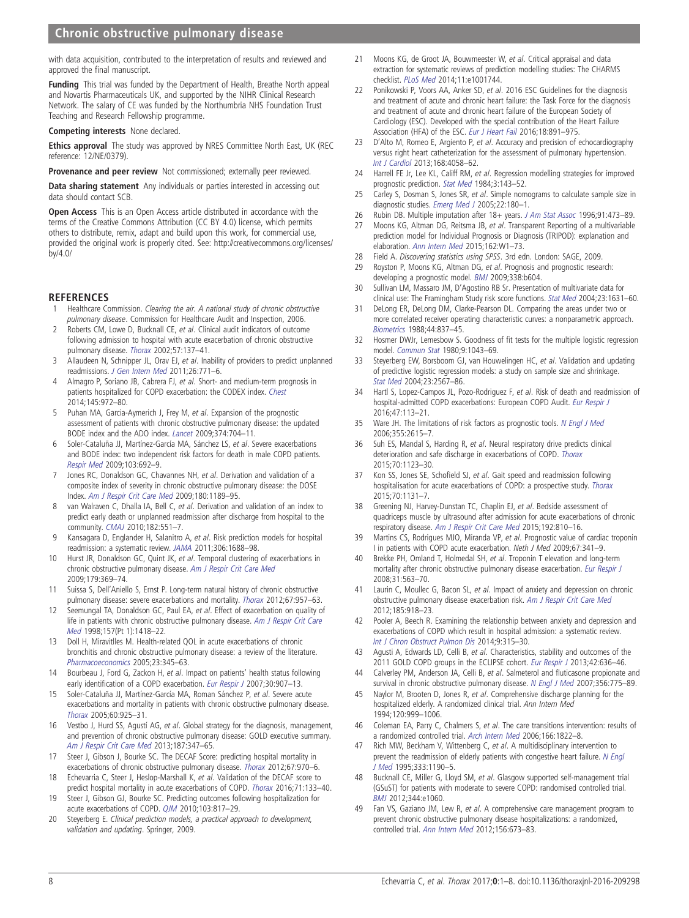with data acquisition, contributed to the interpretation of results and reviewed and approved the final manuscript.

**Funding** This trial was funded by the Department of Health, Breathe North appeal and Novartis Pharmaceuticals UK, and supported by the NIHR Clinical Research Network. The salary of CE was funded by the Northumbria NHS Foundation Trust Teaching and Research Fellowship programme.

**Competing interests** None declared.

**Ethics approval** The study was approved by NRES Committee North East, UK (REC reference: 12/NE/0379).

**Provenance and peer review** Not commissioned; externally peer reviewed.

**Data sharing statement** Any individuals or parties interested in accessing out data should contact SCB.

**Open Access** This is an Open Access article distributed in accordance with the terms of the Creative Commons Attribution (CC BY 4.0) license, which permits others to distribute, remix, adapt and build upon this work, for commercial use, provided the original work is properly cited. See: http://creativecommons.org/licenses/by/4.0/

## REFERENCES

1. Healthcare Commission. *Clearing the air. A national study of chronic obstructive pulmonary disease*. Commission for Healthcare Audit and Inspection, 2006.
2. Roberts CM, Lowe D, Bucknall CE, *et al*. Clinical audit indicators of outcome following admission to hospital with acute exacerbation of chronic obstructive pulmonary disease. *Thorax* 2002;57:137–41.
3. Allaudeen N, Schnipper JL, Orav EJ, *et al*. Inability of providers to predict unplanned readmissions. *J Gen Intern Med* 2011;26:771–6.
4. Almagro P, Soriano JB, Cabrera FJ, *et al*. Short- and medium-term prognosis in patients hospitalized for COPD exacerbation: the CODEX index. *Chest* 2014;145:972–80.
5. Puhan MA, Garcia-Aymerich J, Frey M, *et al*. Expansion of the prognostic assessment of patients with chronic obstructive pulmonary disease: the updated BODE index and the ADO index. *Lancet* 2009;374:704–11.
6. Soler-Cataluña JJ, Martínez-García MA, Sánchez LS, *et al*. Severe exacerbations and BODE index: two independent risk factors for death in male COPD patients. *Respir Med* 2009;103:692–9.
7. Jones RC, Donaldson GC, Chavannes NH, *et al*. Derivation and validation of a composite index of severity in chronic obstructive pulmonary disease: the DOSE Index. *Am J Respir Crit Care Med* 2009;180:1189–95.
8. van Walraven C, Dhalla IA, Bell C, *et al*. Derivation and validation of an index to predict early death or unplanned readmission after discharge from hospital to the community. *CMAJ* 2010;182:551–7.
9. Kansagara D, Englander H, Salanitro A, *et al*. Risk prediction models for hospital readmission: a systematic review. *JAMA* 2011;306:1688–98.
10. Hurst JR, Donaldson GC, Quint JK, *et al*. Temporal clustering of exacerbations in chronic obstructive pulmonary disease. *Am J Respir Crit Care Med* 2009;179:369–74.
11. Suissa S, Dell'Aniello S, Ernst P. Long-term natural history of chronic obstructive pulmonary disease: severe exacerbations and mortality. *Thorax* 2012;67:957–63.
12. Seemungal TA, Donaldson GC, Paul EA, *et al*. Effect of exacerbation on quality of life in patients with chronic obstructive pulmonary disease. *Am J Respir Crit Care Med* 1998;157(Pt 1):1418–22.
13. Doll H, Miravitlles M. Health-related QOL in acute exacerbations of chronic bronchitis and chronic obstructive pulmonary disease: a review of the literature. *Pharmacoeconomics* 2005;23:345–63.
14. Bourbeau J, Ford G, Zackon H, *et al*. Impact on patients' health status following early identification of a COPD exacerbation. *Eur Respir J* 2007;30:907–13.
15. Soler-Cataluña JJ, Martínez-García MA, Roman Sánchez P, *et al*. Severe acute exacerbations and mortality in patients with chronic obstructive pulmonary disease. *Thorax* 2005;60:925–31.
16. Vestbo J, Hurd SS, Agustí AG, *et al*. Global strategy for the diagnosis, management, and prevention of chronic obstructive pulmonary disease: GOLD executive summary. *Am J Respir Crit Care Med* 2013;187:347–65.
17. Steer J, Gibson J, Bourke SC. The DECAF Score: predicting hospital mortality in exacerbations of chronic obstructive pulmonary disease. *Thorax* 2012;67:970–6.
18. Echevarria C, Steer J, Heslop-Marshall K, *et al*. Validation of the DECAF score to predict hospital mortality in acute exacerbations of COPD. *Thorax* 2016;71:133–40.
19. Steer J, Gibson GJ, Bourke SC. Predicting outcomes following hospitalization for acute exacerbations of COPD. *QJM* 2010;103:817–29.
20. Steyerberg E. *Clinical prediction models, a practical approach to development, validation and updating*. Springer, 2009.
21. Moons KG, de Groot JA, Bouwmeester W, *et al*. Critical appraisal and data extraction for systematic reviews of prediction modelling studies: The CHARMS checklist. *PLoS Med* 2014;11:e1001744.
22. Ponikowski P, Voors AA, Anker SD, *et al*. 2016 ESC Guidelines for the diagnosis and treatment of acute and chronic heart failure: the Task Force for the diagnosis and treatment of acute and chronic heart failure of the European Society of Cardiology (ESC). Developed with the special contribution of the Heart Failure Association (HFA) of the ESC. *Eur J Heart Fail* 2016;18:891–975.
23. D'Alto M, Romeo E, Argiento P, *et al*. Accuracy and precision of echocardiography versus right heart catheterization for the assessment of pulmonary hypertension. *Int J Cardiol* 2013;168:4058–62.
24. Harrell FE Jr, Lee KL, Califf RM, *et al*. Regression modelling strategies for improved prognostic prediction. *Stat Med* 1984;3:143–52.
25. Carley S, Dosman S, Jones SR, *et al*. Simple nomograms to calculate sample size in diagnostic studies. *Emerg Med J* 2005;22:180–1.
26. Rubin DB. Multiple imputation after 18+ years. *J Am Stat Assoc* 1996;91:473–89.
27. Moons KG, Altman DG, Reitsma JB, *et al*. Transparent Reporting of a multivariable prediction model for Individual Prognosis or Diagnosis (TRIPOD): explanation and elaboration. *Ann Intern Med* 2015;162:W1–73.
28. Field A. *Discovering statistics using SPSS*. 3rd edn. London: SAGE, 2009.
29. Royston P, Moons KG, Altman DG, *et al*. Prognosis and prognostic research: developing a prognostic model. *BMJ* 2009;338:b604.
30. Sullivan LM, Massaro JM, D'Agostino RB Sr. Presentation of multivariate data for clinical use: The Framingham Study risk score functions. *Stat Med* 2004;23:1631–60.
31. DeLong ER, DeLong DM, Clarke-Pearson DL. Comparing the areas under two or more correlated receiver operating characteristic curves: a nonparametric approach. *Biometrics* 1988;44:837–45.
32. Hosmer DWJr, Lemesbow S. Goodness of fit tests for the multiple logistic regression model. *Commun Stat* 1980;9:1043–69.
33. Steyerberg EW, Borsboom GJ, van Houwelingen HC, *et al*. Validation and updating of predictive logistic regression models: a study on sample size and shrinkage. *Stat Med* 2004;23:2567–86.
34. Hartl S, Lopez-Campos JL, Pozo-Rodriguez F, *et al*. Risk of death and readmission of hospital-admitted COPD exacerbations: European COPD Audit. *Eur Respir J* 2016;47:113–21.
35. Ware JH. The limitations of risk factors as prognostic tools. *N Engl J Med* 2006;355:2615–7.
36. Suh ES, Mandal S, Harding R, *et al*. Neural respiratory drive predicts clinical deterioration and safe discharge in exacerbations of COPD. *Thorax* 2015;70:1123–30.
37. Kon SS, Jones SE, Schofield SJ, *et al*. Gait speed and readmission following hospitalisation for acute exacerbations of COPD: a prospective study. *Thorax* 2015;70:1131–7.
38. Greening NJ, Harvey-Dunstan TC, Chaplin EJ, *et al*. Bedside assessment of quadriceps muscle by ultrasound after admission for acute exacerbations of chronic respiratory disease. *Am J Respir Crit Care Med* 2015;192:810–16.
39. Martins CS, Rodrigues MJO, Miranda VP, *et al*. Prognostic value of cardiac troponin I in patients with COPD acute exacerbation. *Neth J Med* 2009;67:341–9.
40. Brekke PH, Omland T, Holmedal SH, *et al*. Troponin T elevation and long-term mortality after chronic obstructive pulmonary disease exacerbation. *Eur Respir J* 2008;31:563–70.
41. Laurin C, Moullec G, Bacon SL, *et al*. Impact of anxiety and depression on chronic obstructive pulmonary disease exacerbation risk. *Am J Respir Crit Care Med* 2012;185:918–23.
42. Pooler A, Beech R. Examining the relationship between anxiety and depression and exacerbations of COPD which result in hospital admission: a systematic review. *Int J Chron Obstruct Pulmon Dis* 2014;9:315–30.
43. Agusti A, Edwards LD, Celli B, *et al*. Characteristics, stability and outcomes of the 2011 GOLD COPD groups in the ECLIPSE cohort. *Eur Respir J* 2013;42:636–46.
44. Calverley PM, Anderson JA, Celli B, *et al*. Salmeterol and fluticasone propionate and survival in chronic obstructive pulmonary disease. *N Engl J Med* 2007;356:775–89.
45. Naylor M, Brooten D, Jones R, *et al*. Comprehensive discharge planning for the hospitalized elderly. A randomized clinical trial. *Ann Intern Med* 1994;120:999–1006.
46. Coleman EA, Parry C, Chalmers S, *et al*. The care transitions intervention: results of a randomized controlled trial. *Arch Intern Med* 2006;166:1822–8.
47. Rich MW, Beckham V, Wittenberg C, *et al*. A multidisciplinary intervention to prevent the readmission of elderly patients with congestive heart failure. *N Engl J Med* 1995;333:1190–5.
48. Bucknall CE, Miller G, Lloyd SM, *et al*. Glasgow supported self-management trial (GSuST) for patients with moderate to severe COPD: randomised controlled trial. *BMJ* 2012;344:e1060.
49. Fan VS, Gaziano JM, Lew R, *et al*. A comprehensive care management program to prevent chronic obstructive pulmonary disease hospitalizations: a randomized, controlled trial. *Ann Intern Med* 2012;156:673–83.